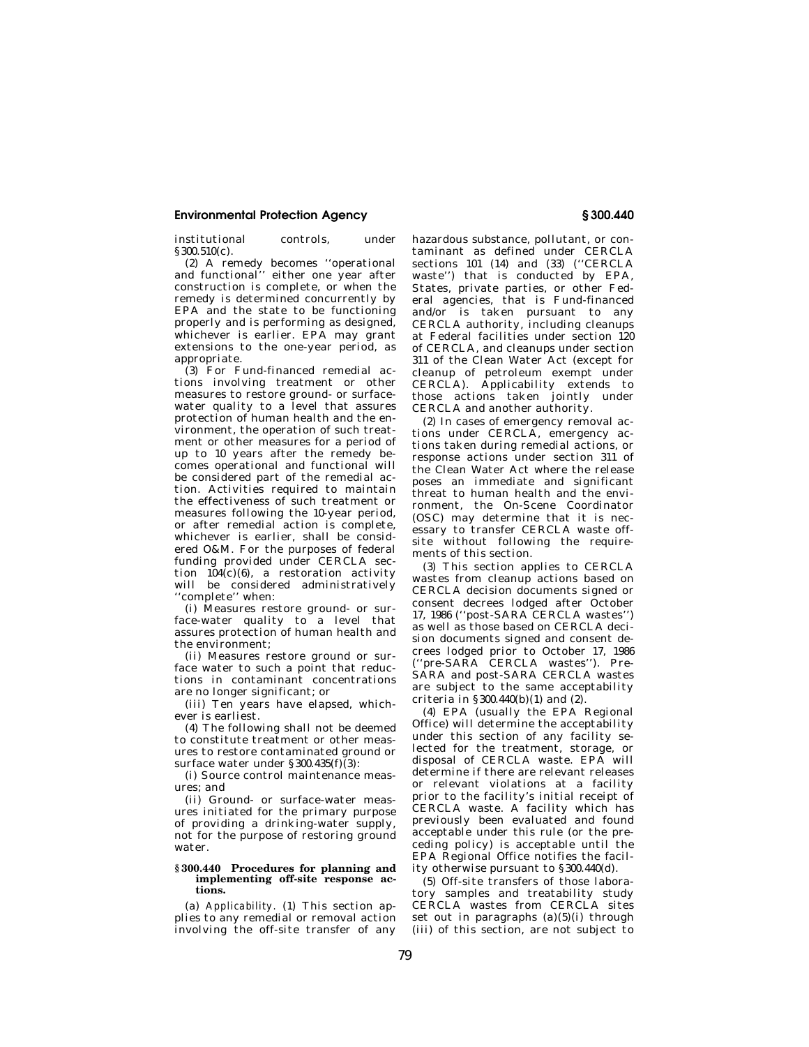institutional controls, under §300.510(c).

(2) A remedy becomes ''operational and functional'' either one year after construction is complete, or when the remedy is determined concurrently by EPA and the state to be functioning properly and is performing as designed, whichever is earlier. EPA may grant extensions to the one-year period, as appropriate.

(3) For Fund-financed remedial actions involving treatment or other measures to restore ground- or surface-water quality to a level that assures protection of human health and the environment, the operation of such treatment or other measures for a period of up to 10 years after the remedy becomes operational and functional will be considered part of the remedial action. Activities required to maintain the effectiveness of such treatment or measures following the 10-year period, or after remedial action is complete, whichever is earlier, shall be considered O&M. For the purposes of federal funding provided under CERCLA section 104(c)(6), a restoration activity will be considered administratively ''complete'' when:

(i) Measures restore ground- or surface-water quality to a level that assures protection of human health and the environment;

(ii) Measures restore ground or surface water to such a point that reductions in contaminant concentrations are no longer significant; or

(iii) Ten years have elapsed, whichever is earliest.

(4) The following shall not be deemed to constitute treatment or other measures to restore contaminated ground or surface water under §300.435(f)(3):

(i) Source control maintenance measures; and

(ii) Ground- or surface-water measures initiated for the primary purpose of providing a drinking-water supply, not for the purpose of restoring ground water.

### §300.440 Procedures for planning and implementing off-site response actions.

(a) *Applicability.* (1) This section applies to any remedial or removal action involving the off-site transfer of any hazardous substance, pollutant, or contaminant as defined under CERCLA sections 101 (14) and (33) (''CERCLA waste'') that is conducted by EPA, States, private parties, or other Federal agencies, that is Fund-financed and/or is taken pursuant to any CERCLA authority, including cleanups at Federal facilities under section 120 of CERCLA, and cleanups under section 311 of the Clean Water Act (except for cleanup of petroleum exempt under CERCLA). Applicability extends to those actions taken jointly under CERCLA and another authority.

(2) In cases of emergency removal actions under CERCLA, emergency actions taken during remedial actions, or response actions under section 311 of the Clean Water Act where the release poses an immediate and significant threat to human health and the environment, the On-Scene Coordinator (OSC) may determine that it is necessary to transfer CERCLA waste off-site without following the requirements of this section.

(3) This section applies to CERCLA wastes from cleanup actions based on CERCLA decision documents signed or consent decrees lodged after October 17, 1986 (''post-SARA CERCLA wastes'') as well as those based on CERCLA decision documents signed and consent decrees lodged prior to October 17, 1986 (''pre-SARA CERCLA wastes''). Pre-SARA and post-SARA CERCLA wastes are subject to the same acceptability criteria in §300.440(b)(1) and (2).

(4) EPA (usually the EPA Regional Office) will determine the acceptability under this section of any facility selected for the treatment, storage, or disposal of CERCLA waste. EPA will determine if there are relevant releases or relevant violations at a facility prior to the facility's initial receipt of CERCLA waste. A facility which has previously been evaluated and found acceptable under this rule (or the preceding policy) is acceptable until the EPA Regional Office notifies the facility otherwise pursuant to §300.440(d).

(5) Off-site transfers of those laboratory samples and treatability study CERCLA wastes from CERCLA sites set out in paragraphs (a)(5)(i) through (iii) of this section, are not subject to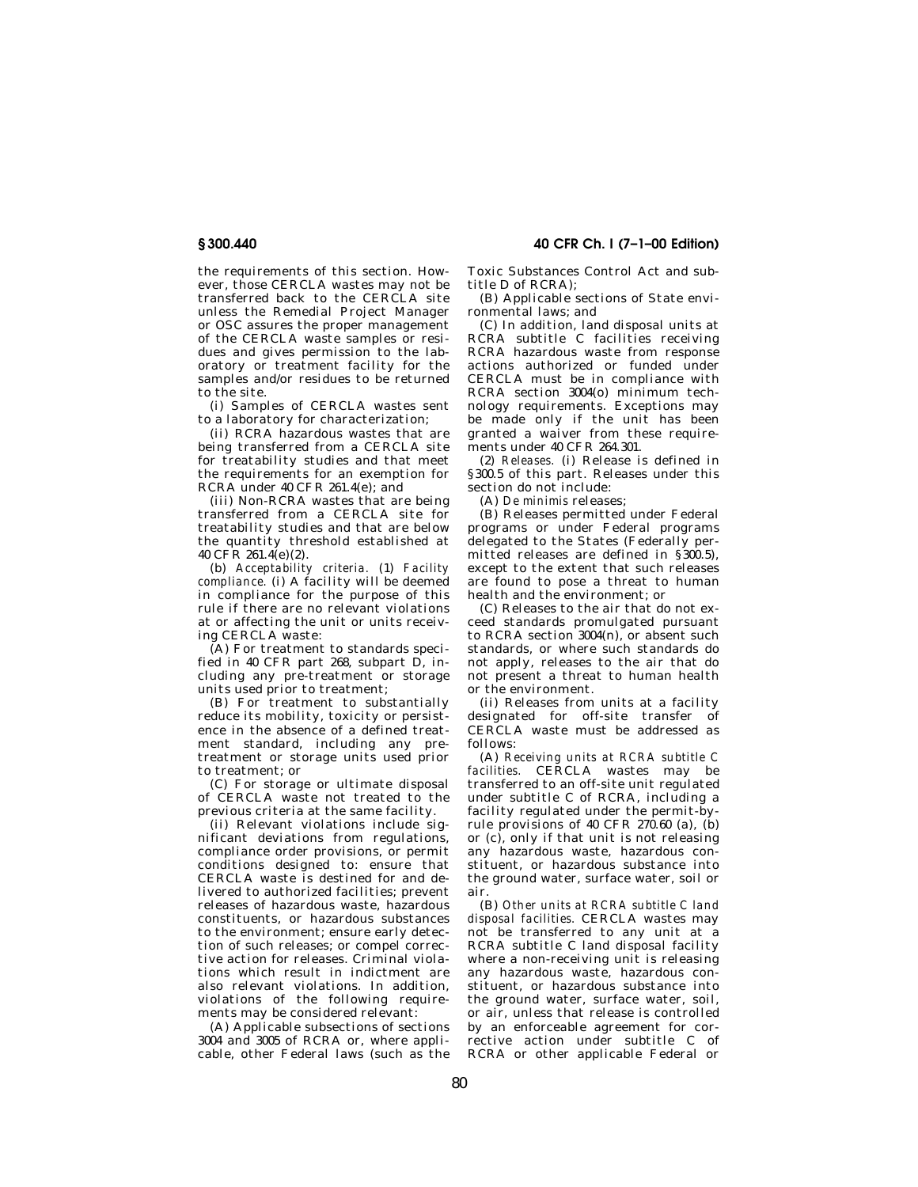the requirements of this section. However, those CERCLA wastes may not be transferred back to the CERCLA site unless the Remedial Project Manager or OSC assures the proper management of the CERCLA waste samples or residues and gives permission to the laboratory or treatment facility for the samples and/or residues to be returned to the site.

(i) Samples of CERCLA wastes sent to a laboratory for characterization;

(ii) RCRA hazardous wastes that are being transferred from a CERCLA site for treatability studies and that meet the requirements for an exemption for RCRA under 40 CFR 261.4(e); and

(iii) Non-RCRA wastes that are being transferred from a CERCLA site for treatability studies and that are below the quantity threshold established at 40 CFR 261.4(e)(2).

(b) *Acceptability criteria.* (1) *Facility compliance.* (i) A facility will be deemed in compliance for the purpose of this rule if there are no relevant violations at or affecting the unit or units receiving CERCLA waste:

(A) For treatment to standards specified in 40 CFR part 268, subpart D, including any pre-treatment or storage units used prior to treatment;

(B) For treatment to substantially reduce its mobility, toxicity or persistence in the absence of a defined treatment standard, including any pre-treatment or storage units used prior to treatment; or

(C) For storage or ultimate disposal of CERCLA waste not treated to the previous criteria at the same facility.

(ii) Relevant violations include significant deviations from regulations, compliance order provisions, or permit conditions designed to: ensure that CERCLA waste is destined for and delivered to authorized facilities; prevent releases of hazardous waste, hazardous constituents, or hazardous substances to the environment; ensure early detection of such releases; or compel corrective action for releases. Criminal violations which result in indictment are also relevant violations. In addition, violations of the following requirements may be considered relevant:

(A) Applicable subsections of sections 3004 and 3005 of RCRA or, where applicable, other Federal laws (such as the Toxic Substances Control Act and subtitle D of RCRA);

(B) Applicable sections of State environmental laws; and

(C) In addition, land disposal units at RCRA subtitle C facilities receiving RCRA hazardous waste from response actions authorized or funded under CERCLA must be in compliance with RCRA section 3004(o) minimum technology requirements. Exceptions may be made only if the unit has been granted a waiver from these requirements under 40 CFR 264.301.

(2) *Releases.* (i) Release is defined in §300.5 of this part. Releases under this section do not include:

(A) *De minimis* releases;

(B) Releases permitted under Federal programs or under Federal programs delegated to the States (Federally permitted releases are defined in §300.5), except to the extent that such releases are found to pose a threat to human health and the environment; or

(C) Releases to the air that do not exceed standards promulgated pursuant to RCRA section 3004(n), or absent such standards, or where such standards do not apply, releases to the air that do not present a threat to human health or the environment.

(ii) Releases from units at a facility designated for off-site transfer of CERCLA waste must be addressed as follows:

(A) *Receiving units at RCRA subtitle C facilities.* CERCLA wastes may be transferred to an off-site unit regulated under subtitle C of RCRA, including a facility regulated under the permit-by-rule provisions of 40 CFR 270.60 (a), (b) or (c), only if that unit is not releasing any hazardous waste, hazardous constituent, or hazardous substance into the ground water, surface water, soil or air.

(B) *Other units at RCRA subtitle C land disposal facilities.* CERCLA wastes may not be transferred to any unit at a RCRA subtitle C land disposal facility where a non-receiving unit is releasing any hazardous waste, hazardous constituent, or hazardous substance into the ground water, surface water, soil, or air, unless that release is controlled by an enforceable agreement for corrective action under subtitle C of RCRA or other applicable Federal or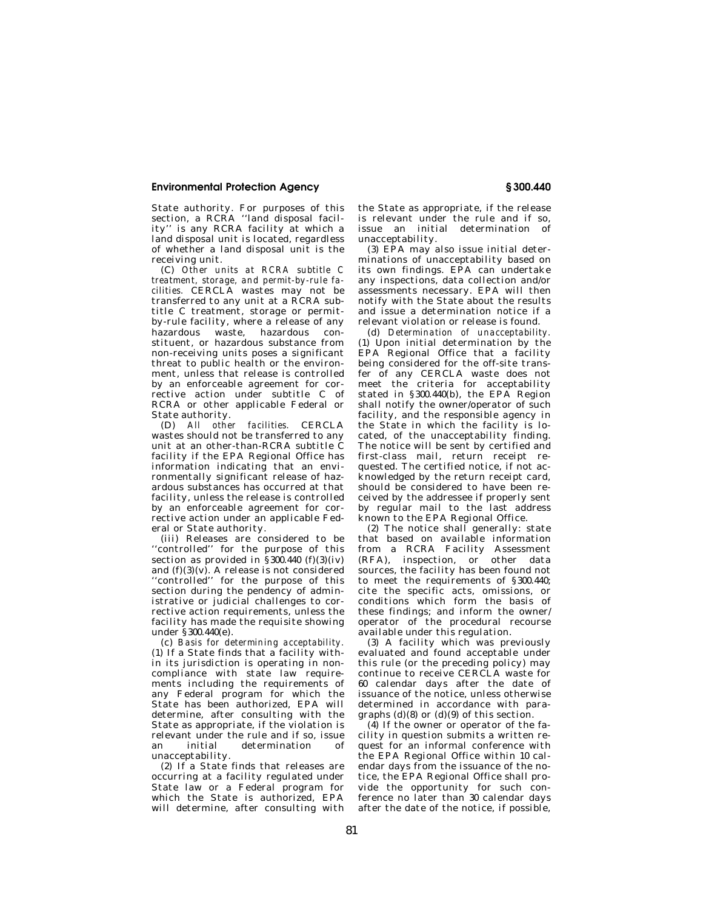State authority. For purposes of this section, a RCRA ''land disposal facility'' is any RCRA facility at which a land disposal unit is located, regardless of whether a land disposal unit is the receiving unit.

(C) *Other units at RCRA subtitle C treatment, storage, and permit-by-rule facilities.* CERCLA wastes may not be transferred to any unit at a RCRA subtitle C treatment, storage or permit-by-rule facility, where a release of any hazardous waste, hazardous constituent, or hazardous substance from non-receiving units poses a significant threat to public health or the environment, unless that release is controlled by an enforceable agreement for corrective action under subtitle C of RCRA or other applicable Federal or State authority.

(D) *All other facilities.* CERCLA wastes should not be transferred to any unit at an other-than-RCRA subtitle C facility if the EPA Regional Office has information indicating that an environmentally significant release of hazardous substances has occurred at that facility, unless the release is controlled by an enforceable agreement for corrective action under an applicable Federal or State authority.

(iii) Releases are considered to be ''controlled'' for the purpose of this section as provided in §300.440 (f)(3)(iv) and (f)(3)(v). A release is not considered ''controlled'' for the purpose of this section during the pendency of administrative or judicial challenges to corrective action requirements, unless the facility has made the requisite showing under §300.440(e).

(c) *Basis for determining acceptability.* (1) If a State finds that a facility within its jurisdiction is operating in noncompliance with state law requirements including the requirements of any Federal program for which the State has been authorized, EPA will determine, after consulting with the State as appropriate, if the violation is relevant under the rule and if so, issue an initial determination of unacceptability.

(2) If a State finds that releases are occurring at a facility regulated under State law or a Federal program for which the State is authorized, EPA will determine, after consulting with the State as appropriate, if the release is relevant under the rule and if so, issue an initial determination of unacceptability.

(3) EPA may also issue initial determinations of unacceptability based on its own findings. EPA can undertake any inspections, data collection and/or assessments necessary. EPA will then notify with the State about the results and issue a determination notice if a relevant violation or release is found.

(d) *Determination of unacceptability.* (1) Upon initial determination by the EPA Regional Office that a facility being considered for the off-site transfer of any CERCLA waste does not meet the criteria for acceptability stated in §300.440(b), the EPA Region shall notify the owner/operator of such facility, and the responsible agency in the State in which the facility is located, of the unacceptability finding. The notice will be sent by certified and first-class mail, return receipt requested. The certified notice, if not acknowledged by the return receipt card, should be considered to have been received by the addressee if properly sent by regular mail to the last address known to the EPA Regional Office.

(2) The notice shall generally: state that based on available information from a RCRA Facility Assessment (RFA), inspection, or other data sources, the facility has been found not to meet the requirements of §300.440; cite the specific acts, omissions, or conditions which form the basis of these findings; and inform the owner/operator of the procedural recourse available under this regulation.

(3) A facility which was previously evaluated and found acceptable under this rule (or the preceding policy) may continue to receive CERCLA waste for 60 calendar days after the date of issuance of the notice, unless otherwise determined in accordance with paragraphs (d)(8) or (d)(9) of this section.

(4) If the owner or operator of the facility in question submits a written request for an informal conference with the EPA Regional Office within 10 calendar days from the issuance of the notice, the EPA Regional Office shall provide the opportunity for such conference no later than 30 calendar days after the date of the notice, if possible,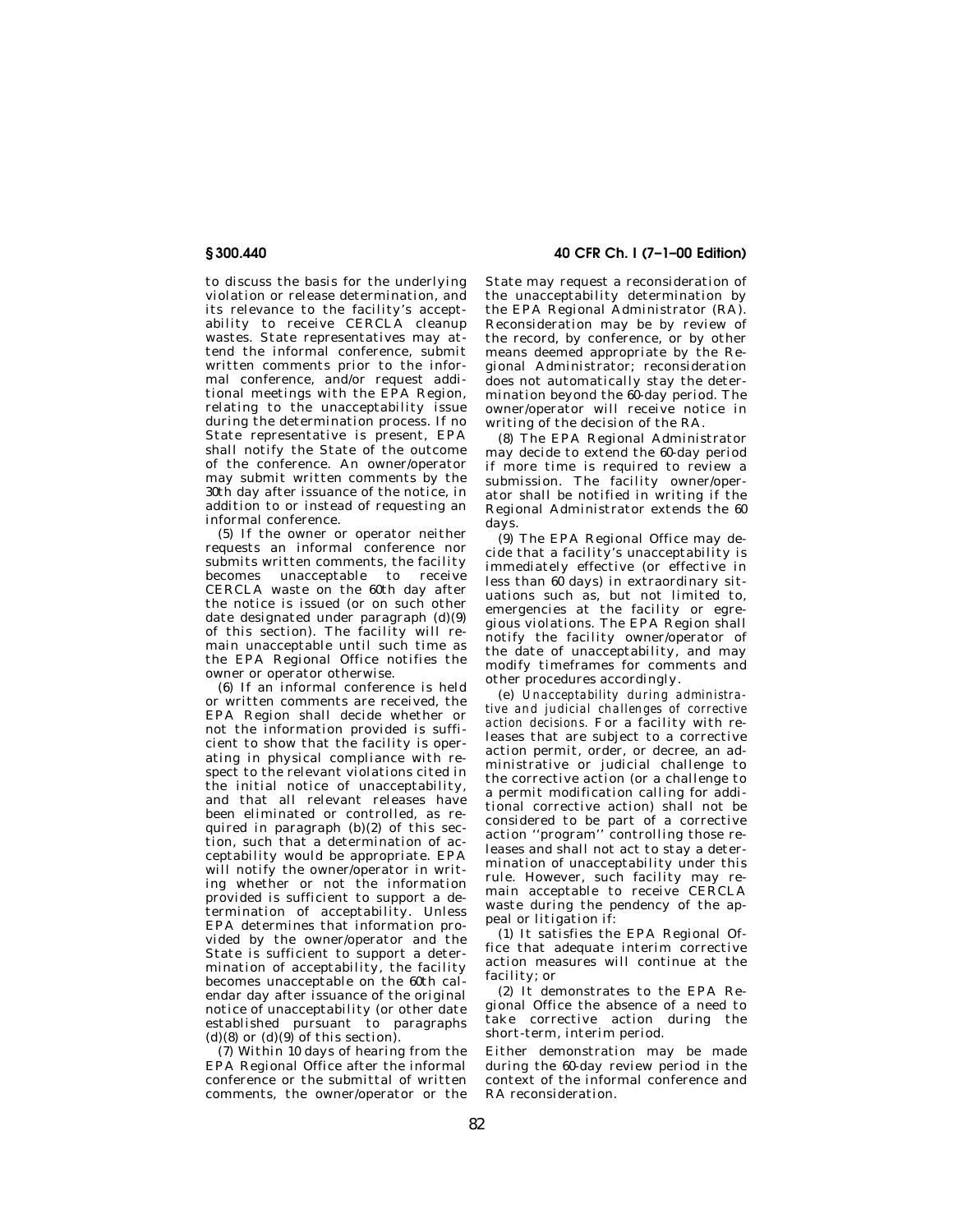to discuss the basis for the underlying violation or release determination, and its relevance to the facility's acceptability to receive CERCLA cleanup wastes. State representatives may attend the informal conference, submit written comments prior to the informal conference, and/or request additional meetings with the EPA Region, relating to the unacceptability issue during the determination process. If no State representative is present, EPA shall notify the State of the outcome of the conference. An owner/operator may submit written comments by the 30th day after issuance of the notice, in addition to or instead of requesting an informal conference.

(5) If the owner or operator neither requests an informal conference nor submits written comments, the facility becomes unacceptable to receive CERCLA waste on the 60th day after the notice is issued (or on such other date designated under paragraph (d)(9) of this section). The facility will remain unacceptable until such time as the EPA Regional Office notifies the owner or operator otherwise.

(6) If an informal conference is held or written comments are received, the EPA Region shall decide whether or not the information provided is sufficient to show that the facility is operating in physical compliance with respect to the relevant violations cited in the initial notice of unacceptability, and that all relevant releases have been eliminated or controlled, as required in paragraph (b)(2) of this section, such that a determination of acceptability would be appropriate. EPA will notify the owner/operator in writing whether or not the information provided is sufficient to support a determination of acceptability. Unless EPA determines that information provided by the owner/operator and the State is sufficient to support a determination of acceptability, the facility becomes unacceptable on the 60th calendar day after issuance of the original notice of unacceptability (or other date established pursuant to paragraphs (d)(8) or (d)(9) of this section).

(7) Within 10 days of hearing from the EPA Regional Office after the informal conference or the submittal of written comments, the owner/operator or the State may request a reconsideration of the unacceptability determination by the EPA Regional Administrator (RA). Reconsideration may be by review of the record, by conference, or by other means deemed appropriate by the Regional Administrator; reconsideration does not automatically stay the determination beyond the 60-day period. The owner/operator will receive notice in writing of the decision of the RA.

(8) The EPA Regional Administrator may decide to extend the 60-day period if more time is required to review a submission. The facility owner/operator shall be notified in writing if the Regional Administrator extends the 60 days.

(9) The EPA Regional Office may decide that a facility's unacceptability is immediately effective (or effective in less than 60 days) in extraordinary situations such as, but not limited to, emergencies at the facility or egregious violations. The EPA Region shall notify the facility owner/operator of the date of unacceptability, and may modify timeframes for comments and other procedures accordingly.

(e) *Unacceptability during administrative and judicial challenges of corrective action decisions.* For a facility with releases that are subject to a corrective action permit, order, or decree, an administrative or judicial challenge to the corrective action (or a challenge to a permit modification calling for additional corrective action) shall not be considered to be part of a corrective action "program" controlling those releases and shall not act to stay a determination of unacceptability under this rule. However, such facility may remain acceptable to receive CERCLA waste during the pendency of the appeal or litigation if:

(1) It satisfies the EPA Regional Office that adequate interim corrective action measures will continue at the facility; or

(2) It demonstrates to the EPA Regional Office the absence of a need to take corrective action during the short-term, interim period.

Either demonstration may be made during the 60-day review period in the context of the informal conference and RA reconsideration.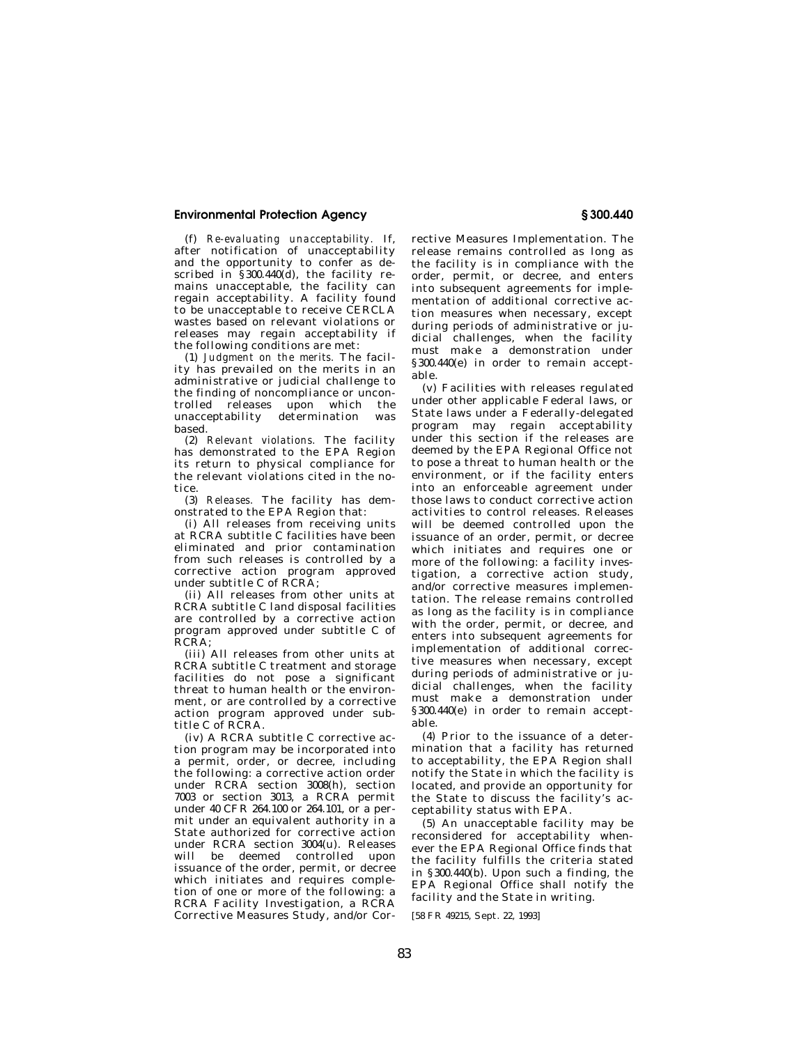(f) *Re-evaluating unacceptability.* If, after notification of unacceptability and the opportunity to confer as described in §300.440(d), the facility remains unacceptable, the facility can regain acceptability. A facility found to be unacceptable to receive CERCLA wastes based on relevant violations or releases may regain acceptability if the following conditions are met:

(1) *Judgment on the merits.* The facility has prevailed on the merits in an administrative or judicial challenge to the finding of noncompliance or uncontrolled releases upon which the unacceptability determination was based.

(2) *Relevant violations.* The facility has demonstrated to the EPA Region its return to physical compliance for the relevant violations cited in the notice.

(3) *Releases.* The facility has demonstrated to the EPA Region that:

(i) All releases from receiving units at RCRA subtitle C facilities have been eliminated and prior contamination from such releases is controlled by a corrective action program approved under subtitle C of RCRA;

(ii) All releases from other units at RCRA subtitle C land disposal facilities are controlled by a corrective action program approved under subtitle C of RCRA;

(iii) All releases from other units at RCRA subtitle C treatment and storage facilities do not pose a significant threat to human health or the environment, or are controlled by a corrective action program approved under subtitle C of RCRA.

(iv) A RCRA subtitle C corrective action program may be incorporated into a permit, order, or decree, including the following: a corrective action order under RCRA section 3008(h), section 7003 or section 3013, a RCRA permit under 40 CFR 264.100 or 264.101, or a permit under an equivalent authority in a State authorized for corrective action under RCRA section 3004(u). Releases will be deemed controlled upon issuance of the order, permit, or decree which initiates and requires completion of one or more of the following: a RCRA Facility Investigation, a RCRA Corrective Measures Study, and/or Corrective Measures Implementation. The release remains controlled as long as the facility is in compliance with the order, permit, or decree, and enters into subsequent agreements for implementation of additional corrective action measures when necessary, except during periods of administrative or judicial challenges, when the facility must make a demonstration under §300.440(e) in order to remain acceptable.

(v) Facilities with releases regulated under other applicable Federal laws, or State laws under a Federally-delegated program may regain acceptability under this section if the releases are deemed by the EPA Regional Office not to pose a threat to human health or the environment, or if the facility enters into an enforceable agreement under those laws to conduct corrective action activities to control releases. Releases will be deemed controlled upon the issuance of an order, permit, or decree which initiates and requires one or more of the following: a facility investigation, a corrective action study, and/or corrective measures implementation. The release remains controlled as long as the facility is in compliance with the order, permit, or decree, and enters into subsequent agreements for implementation of additional corrective measures when necessary, except during periods of administrative or judicial challenges, when the facility must make a demonstration under §300.440(e) in order to remain acceptable.

(4) Prior to the issuance of a determination that a facility has returned to acceptability, the EPA Region shall notify the State in which the facility is located, and provide an opportunity for the State to discuss the facility's acceptability status with EPA.

(5) An unacceptable facility may be reconsidered for acceptability whenever the EPA Regional Office finds that the facility fulfills the criteria stated in §300.440(b). Upon such a finding, the EPA Regional Office shall notify the facility and the State in writing.

[58 FR 49215, Sept. 22, 1993]